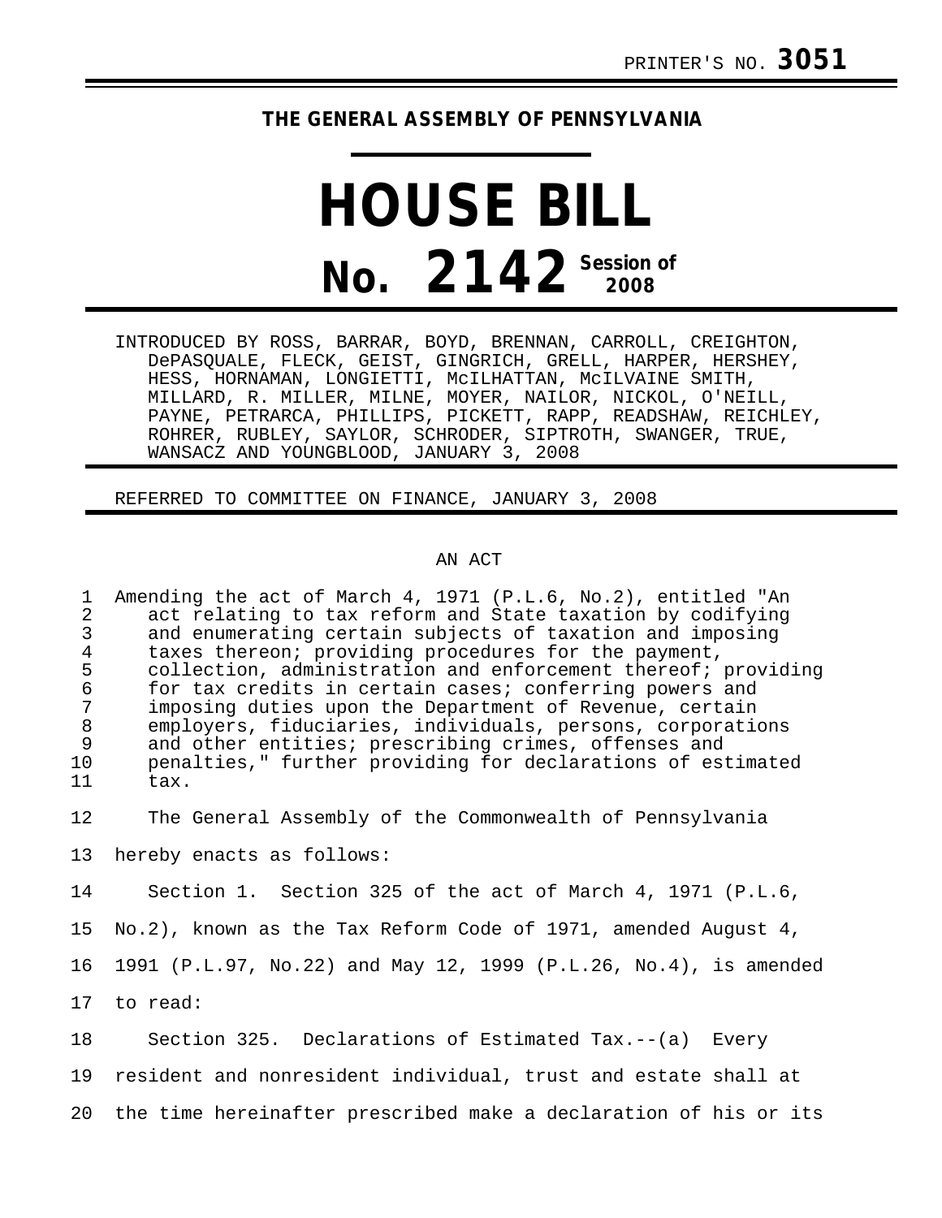PRINTER'S NO. **3051**

# THE GENERAL ASSEMBLY OF PENNSYLVANIA

# HOUSE BILL

## No. 2142 Session of 2008

INTRODUCED BY ROSS, BARRAR, BOYD, BRENNAN, CARROLL, CREIGHTON, DePASQUALE, FLECK, GEIST, GINGRICH, GRELL, HARPER, HERSHEY, HESS, HORNAMAN, LONGIETTI, McILHATTAN, McILVAINE SMITH, MILLARD, R. MILLER, MILNE, MOYER, NAILOR, NICKOL, O'NEILL, PAYNE, PETRARCA, PHILLIPS, PICKETT, RAPP, READSHAW, REICHLEY, ROHRER, RUBLEY, SAYLOR, SCHRODER, SIPTROTH, SWANGER, TRUE, WANSACZ AND YOUNGBLOOD, JANUARY 3, 2008

REFERRED TO COMMITTEE ON FINANCE, JANUARY 3, 2008

AN ACT

Amending the act of March 4, 1971 (P.L.6, No.2), entitled "An act relating to tax reform and State taxation by codifying and enumerating certain subjects of taxation and imposing taxes thereon; providing procedures for the payment, collection, administration and enforcement thereof; providing for tax credits in certain cases; conferring powers and imposing duties upon the Department of Revenue, certain employers, fiduciaries, individuals, persons, corporations and other entities; prescribing crimes, offenses and penalties," further providing for declarations of estimated tax.

The General Assembly of the Commonwealth of Pennsylvania hereby enacts as follows:

Section 1. Section 325 of the act of March 4, 1971 (P.L.6, No.2), known as the Tax Reform Code of 1971, amended August 4, 1991 (P.L.97, No.22) and May 12, 1999 (P.L.26, No.4), is amended to read:

Section 325. Declarations of Estimated Tax.--(a) Every resident and nonresident individual, trust and estate shall at the time hereinafter prescribed make a declaration of his or its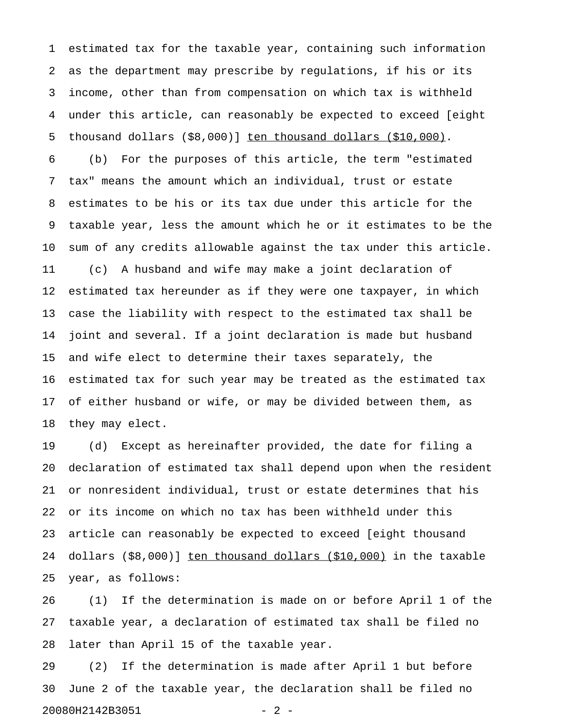estimated tax for the taxable year, containing such information as the department may prescribe by regulations, if his or its income, other than from compensation on which tax is withheld under this article, can reasonably be expected to exceed [eight thousand dollars ($8,000)] <u>ten thousand dollars ($10,000)</u>.

(b) For the purposes of this article, the term "estimated tax" means the amount which an individual, trust or estate estimates to be his or its tax due under this article for the taxable year, less the amount which he or it estimates to be the sum of any credits allowable against the tax under this article.

(c) A husband and wife may make a joint declaration of estimated tax hereunder as if they were one taxpayer, in which case the liability with respect to the estimated tax shall be joint and several. If a joint declaration is made but husband and wife elect to determine their taxes separately, the estimated tax for such year may be treated as the estimated tax of either husband or wife, or may be divided between them, as they may elect.

(d) Except as hereinafter provided, the date for filing a declaration of estimated tax shall depend upon when the resident or nonresident individual, trust or estate determines that his or its income on which no tax has been withheld under this article can reasonably be expected to exceed [eight thousand dollars ($8,000)] <u>ten thousand dollars ($10,000)</u> in the taxable year, as follows:

(1) If the determination is made on or before April 1 of the taxable year, a declaration of estimated tax shall be filed no later than April 15 of the taxable year.

(2) If the determination is made after April 1 but before June 2 of the taxable year, the declaration shall be filed no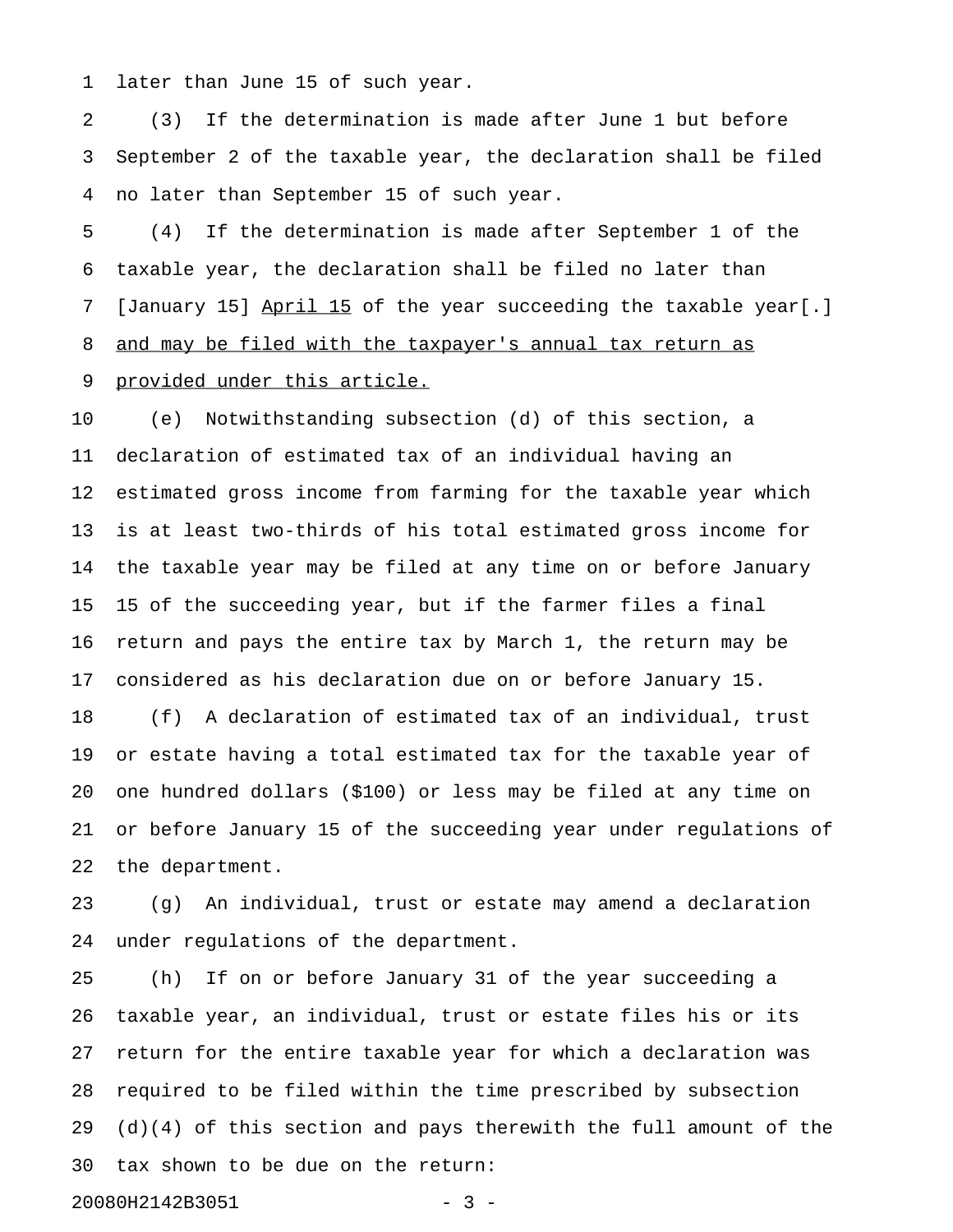later than June 15 of such year.

(3) If the determination is made after June 1 but before September 2 of the taxable year, the declaration shall be filed no later than September 15 of such year.

(4) If the determination is made after September 1 of the taxable year, the declaration shall be filed no later than [January 15] <u>April 15</u> of the year succeeding the taxable year[.] <u>and may be filed with the taxpayer's annual tax return as provided under this article.</u>

(e) Notwithstanding subsection (d) of this section, a declaration of estimated tax of an individual having an estimated gross income from farming for the taxable year which is at least two-thirds of his total estimated gross income for the taxable year may be filed at any time on or before January 15 of the succeeding year, but if the farmer files a final return and pays the entire tax by March 1, the return may be considered as his declaration due on or before January 15.

(f) A declaration of estimated tax of an individual, trust or estate having a total estimated tax for the taxable year of one hundred dollars ($100) or less may be filed at any time on or before January 15 of the succeeding year under regulations of the department.

(g) An individual, trust or estate may amend a declaration under regulations of the department.

(h) If on or before January 31 of the year succeeding a taxable year, an individual, trust or estate files his or its return for the entire taxable year for which a declaration was required to be filed within the time prescribed by subsection (d)(4) of this section and pays therewith the full amount of the tax shown to be due on the return: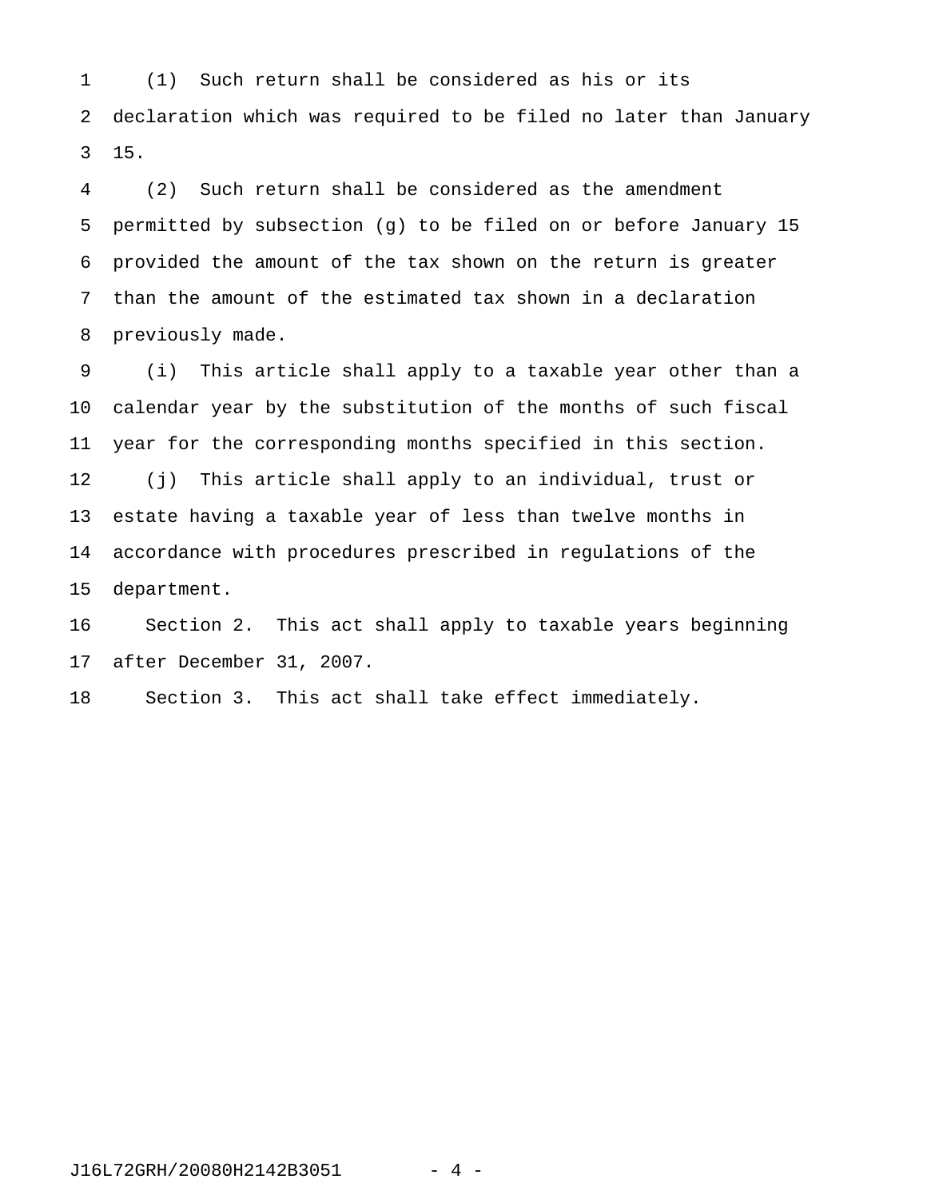(1) Such return shall be considered as his or its declaration which was required to be filed no later than January 15.

(2) Such return shall be considered as the amendment permitted by subsection (g) to be filed on or before January 15 provided the amount of the tax shown on the return is greater than the amount of the estimated tax shown in a declaration previously made.

(i) This article shall apply to a taxable year other than a calendar year by the substitution of the months of such fiscal year for the corresponding months specified in this section.

(j) This article shall apply to an individual, trust or estate having a taxable year of less than twelve months in accordance with procedures prescribed in regulations of the department.

Section 2. This act shall apply to taxable years beginning after December 31, 2007.

Section 3. This act shall take effect immediately.